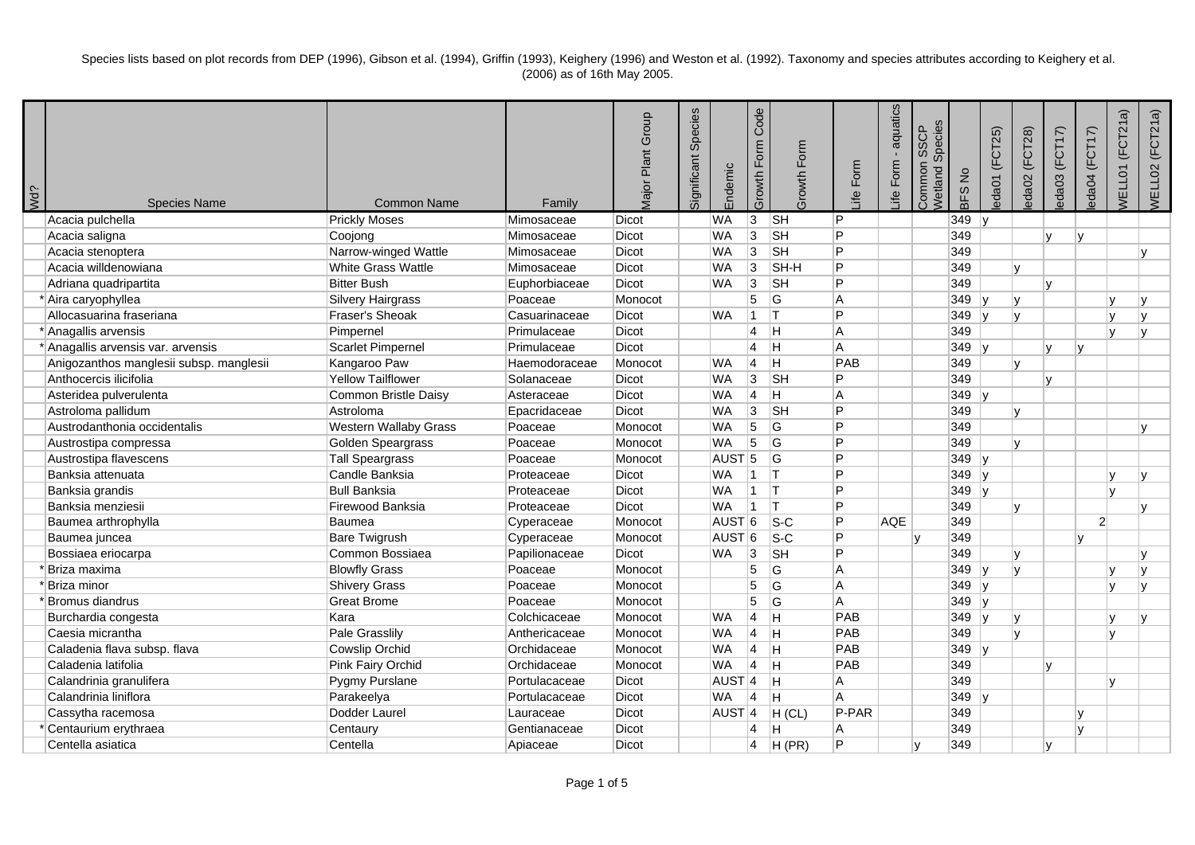Species lists based on plot records from DEP (1996), Gibson et al. (1994), Griffin (1993), Keighery (1996) and Weston et al. (1992). Taxonomy and species attributes according to Keighery et al. (2006) as of 16th May 2005.

| Wd? | Species Name | Common Name | Family | Major Plant Group | Significant Species | Endemic | Growth Form Code | Growth Form | Life Form | Life Form - aquatics | Common SSCP Wetland Species | BFS No | leda01 (FCT25) | leda02 (FCT28) | leda03 (FCT17) | leda04 (FCT17) | WELL01 (FCT21a) | WELL02 (FCT21a) |
|---|---|---|---|---|---|---|---|---|---|---|---|---|---|---|---|---|---|---|
| | Acacia pulchella | Prickly Moses | Mimosaceae | Dicot | | WA | 3 | SH | P | | | 349 | y | | | | | |
| | Acacia saligna | Coojong | Mimosaceae | Dicot | | WA | 3 | SH | P | | | 349 | | | y | y | | |
| | Acacia stenoptera | Narrow-winged Wattle | Mimosaceae | Dicot | | WA | 3 | SH | P | | | 349 | | | | | | y |
| | Acacia willdenowiana | White Grass Wattle | Mimosaceae | Dicot | | WA | 3 | SH-H | P | | | 349 | | y | | | | |
| | Adriana quadripartita | Bitter Bush | Euphorbiaceae | Dicot | | WA | 3 | SH | P | | | 349 | | | y | | | |
| * | Aira caryophyllea | Silvery Hairgrass | Poaceae | Monocot | | | 5 | G | A | | | 349 | y | y | | | y | y |
| | Allocasuarina fraseriana | Fraser's Sheoak | Casuarinaceae | Dicot | | WA | 1 | T | P | | | 349 | y | y | | | y | y |
| * | Anagallis arvensis | Pimpernel | Primulaceae | Dicot | | | 4 | H | A | | | 349 | | | | | y | y |
| * | Anagallis arvensis var. arvensis | Scarlet Pimpernel | Primulaceae | Dicot | | | 4 | H | A | | | 349 | y | | y | y | | |
| | Anigozanthos manglesii subsp. manglesii | Kangaroo Paw | Haemodoraceae | Monocot | | WA | 4 | H | PAB | | | 349 | | y | | | | |
| | Anthocercis ilicifolia | Yellow Tailflower | Solanaceae | Dicot | | WA | 3 | SH | P | | | 349 | | | y | | | |
| | Asteridea pulverulenta | Common Bristle Daisy | Asteraceae | Dicot | | WA | 4 | H | A | | | 349 | y | | | | | |
| | Astroloma pallidum | Astroloma | Epacridaceae | Dicot | | WA | 3 | SH | P | | | 349 | | y | | | | |
| | Austrodanthonia occidentalis | Western Wallaby Grass | Poaceae | Monocot | | WA | 5 | G | P | | | 349 | | | | | | y |
| | Austrostipa compressa | Golden Speargrass | Poaceae | Monocot | | WA | 5 | G | P | | | 349 | | y | | | | |
| | Austrostipa flavescens | Tall Speargrass | Poaceae | Monocot | | AUST | 5 | G | P | | | 349 | y | | | | | |
| | Banksia attenuata | Candle Banksia | Proteaceae | Dicot | | WA | 1 | T | P | | | 349 | y | | | | y | y |
| | Banksia grandis | Bull Banksia | Proteaceae | Dicot | | WA | 1 | T | P | | | 349 | y | | | | y | |
| | Banksia menziesii | Firewood Banksia | Proteaceae | Dicot | | WA | 1 | T | P | | | 349 | | y | | | | y |
| | Baumea arthrophylla | Baumea | Cyperaceae | Monocot | | AUST | 6 | S-C | P | AQE | | 349 | | | | 2 | | |
| | Baumea juncea | Bare Twigrush | Cyperaceae | Monocot | | AUST | 6 | S-C | P | | y | 349 | | | | y | | |
| | Bossiaea eriocarpa | Common Bossiaea | Papilionaceae | Dicot | | WA | 3 | SH | P | | | 349 | | y | | | | y |
| * | Briza maxima | Blowfly Grass | Poaceae | Monocot | | | 5 | G | A | | | 349 | y | y | | | y | y |
| * | Briza minor | Shivery Grass | Poaceae | Monocot | | | 5 | G | A | | | 349 | y | | | | y | y |
| * | Bromus diandrus | Great Brome | Poaceae | Monocot | | | 5 | G | A | | | 349 | y | | | | | |
| | Burchardia congesta | Kara | Colchicaceae | Monocot | | WA | 4 | H | PAB | | | 349 | y | y | | | y | y |
| | Caesia micrantha | Pale Grasslily | Anthericaceae | Monocot | | WA | 4 | H | PAB | | | 349 | | y | | | y | |
| | Caladenia flava subsp. flava | Cowslip Orchid | Orchidaceae | Monocot | | WA | 4 | H | PAB | | | 349 | y | | | | | |
| | Caladenia latifolia | Pink Fairy Orchid | Orchidaceae | Monocot | | WA | 4 | H | PAB | | | 349 | | | y | | | |
| | Calandrinia granulifera | Pygmy Purslane | Portulacaceae | Dicot | | AUST | 4 | H | A | | | 349 | | | | | y | |
| | Calandrinia liniflora | Parakeelya | Portulacaceae | Dicot | | WA | 4 | H | A | | | 349 | y | | | | | |
| | Cassytha racemosa | Dodder Laurel | Lauraceae | Dicot | | AUST | 4 | H (CL) | P-PAR | | | 349 | | | | y | | |
| * | Centaurium erythraea | Centaury | Gentianaceae | Dicot | | | 4 | H | A | | | 349 | | | | y | | |
| | Centella asiatica | Centella | Apiaceae | Dicot | | | 4 | H (PR) | P | | y | 349 | | | y | | | |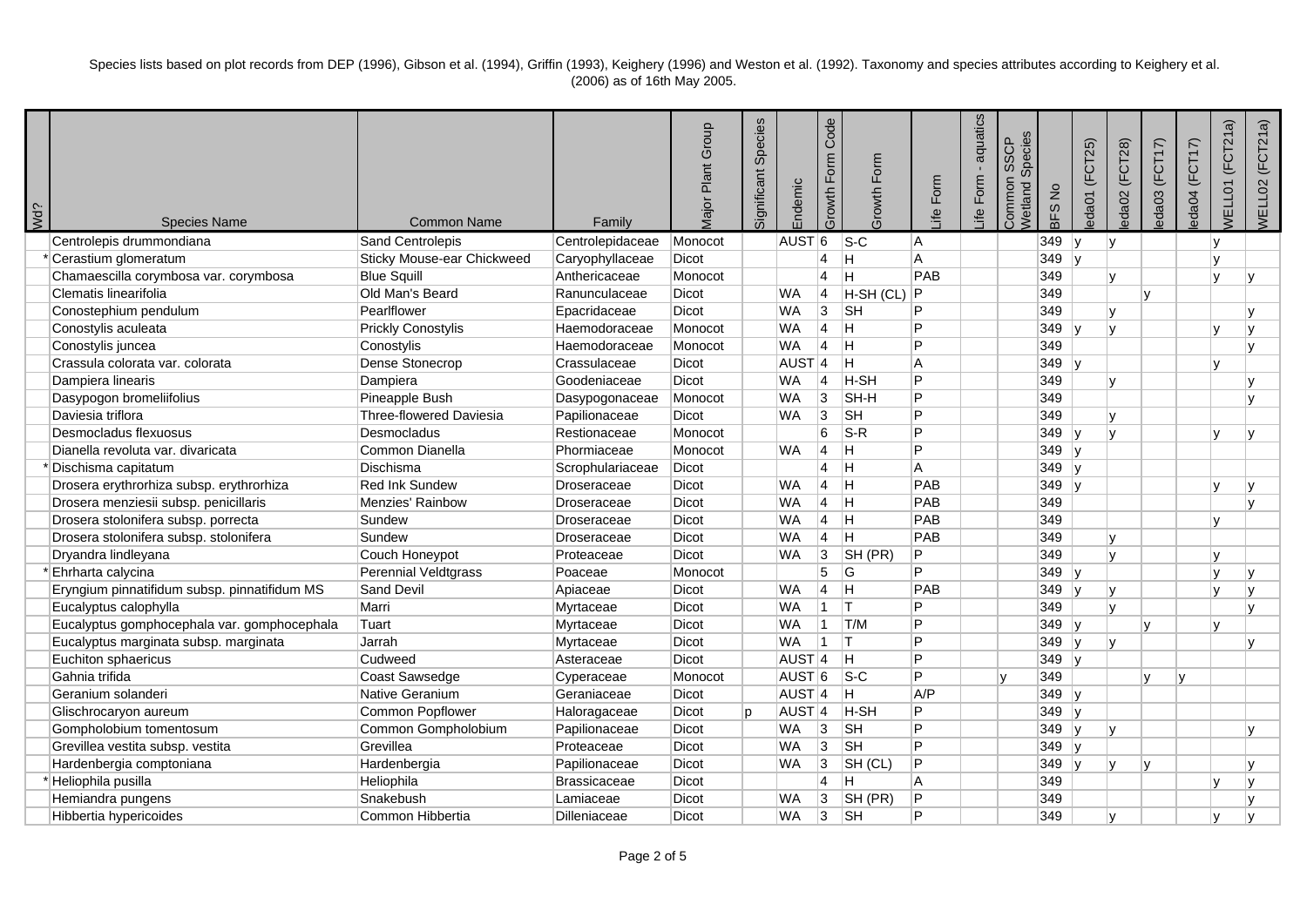Species lists based on plot records from DEP (1996), Gibson et al. (1994), Griffin (1993), Keighery (1996) and Weston et al. (1992). Taxonomy and species attributes according to Keighery et al. (2006) as of 16th May 2005.

| Wd? | Species Name | Common Name | Family | Major Plant Group | Significant Species | Endemic | Growth Form Code | Growth Form | Life Form | Life Form - aquatics | Common SSCP Wetland Species | BFS No | leda01 (FCT25) | leda02 (FCT28) | leda03 (FCT17) | leda04 (FCT17) | WELL01 (FCT21a) | WELL02 (FCT21a) |
|---|---|---|---|---|---|---|---|---|---|---|---|---|---|---|---|---|---|---|
| | Centrolepis drummondiana | Sand Centrolepis | Centrolepidaceae | Monocot | | AUST | 6 | S-C | A | | | 349 | y | y | | | y | |
| * | Cerastium glomeratum | Sticky Mouse-ear Chickweed | Caryophyllaceae | Dicot | | | 4 | H | A | | | 349 | y | | | | y | |
| | Chamaescilla corymbosa var. corymbosa | Blue Squill | Anthericaceae | Monocot | | | 4 | H | PAB | | | 349 | | y | | | y | y |
| | Clematis linearifolia | Old Man's Beard | Ranunculaceae | Dicot | | WA | 4 | H-SH (CL) | P | | | 349 | | | y | | | |
| | Conostephium pendulum | Pearlflower | Epacridaceae | Dicot | | WA | 3 | SH | P | | | 349 | | y | | | | y |
| | Conostylis aculeata | Prickly Conostylis | Haemodoraceae | Monocot | | WA | 4 | H | P | | | 349 | y | y | | | y | y |
| | Conostylis juncea | Conostylis | Haemodoraceae | Monocot | | WA | 4 | H | P | | | 349 | | | | | | y |
| | Crassula colorata var. colorata | Dense Stonecrop | Crassulaceae | Dicot | | AUST | 4 | H | A | | | 349 | y | | | | y | |
| | Dampiera linearis | Dampiera | Goodeniaceae | Dicot | | WA | 4 | H-SH | P | | | 349 | | y | | | | y |
| | Dasypogon bromeliifolius | Pineapple Bush | Dasypogonaceae | Monocot | | WA | 3 | SH-H | P | | | 349 | | | | | | y |
| | Daviesia triflora | Three-flowered Daviesia | Papilionaceae | Dicot | | WA | 3 | SH | P | | | 349 | | y | | | | |
| | Desmocladus flexuosus | Desmocladus | Restionaceae | Monocot | | | 6 | S-R | P | | | 349 | y | y | | | y | y |
| | Dianella revoluta var. divaricata | Common Dianella | Phormiaceae | Monocot | | WA | 4 | H | P | | | 349 | y | | | | | |
| * | Dischisma capitatum | Dischisma | Scrophulariaceae | Dicot | | | 4 | H | A | | | 349 | y | | | | | |
| | Drosera erythrorhiza subsp. erythrorhiza | Red Ink Sundew | Droseraceae | Dicot | | WA | 4 | H | PAB | | | 349 | y | | | | y | y |
| | Drosera menziesii subsp. penicillaris | Menzies' Rainbow | Droseraceae | Dicot | | WA | 4 | H | PAB | | | 349 | | | | | | y |
| | Drosera stolonifera subsp. porrecta | Sundew | Droseraceae | Dicot | | WA | 4 | H | PAB | | | 349 | | | | | y | |
| | Drosera stolonifera subsp. stolonifera | Sundew | Droseraceae | Dicot | | WA | 4 | H | PAB | | | 349 | | y | | | | |
| | Dryandra lindleyana | Couch Honeypot | Proteaceae | Dicot | | WA | 3 | SH (PR) | P | | | 349 | | y | | | y | |
| * | Ehrharta calycina | Perennial Veldtgrass | Poaceae | Monocot | | | 5 | G | P | | | 349 | y | | | | y | y |
| | Eryngium pinnatifidum subsp. pinnatifidum MS | Sand Devil | Apiaceae | Dicot | | WA | 4 | H | PAB | | | 349 | y | y | | | y | y |
| | Eucalyptus calophylla | Marri | Myrtaceae | Dicot | | WA | 1 | T | P | | | 349 | | y | | | | y |
| | Eucalyptus gomphocephala var. gomphocephala | Tuart | Myrtaceae | Dicot | | WA | 1 | T/M | P | | | 349 | y | | y | | y | |
| | Eucalyptus marginata subsp. marginata | Jarrah | Myrtaceae | Dicot | | WA | 1 | T | P | | | 349 | y | y | | | | y |
| | Euchiton sphaericus | Cudweed | Asteraceae | Dicot | | AUST | 4 | H | P | | | 349 | y | | | | | |
| | Gahnia trifida | Coast Sawsedge | Cyperaceae | Monocot | | AUST | 6 | S-C | P | | y | 349 | | | y | y | | |
| | Geranium solanderi | Native Geranium | Geraniaceae | Dicot | | AUST | 4 | H | A/P | | | 349 | y | | | | | |
| | Glischrocaryon aureum | Common Popflower | Haloragaceae | Dicot | p | AUST | 4 | H-SH | P | | | 349 | y | | | | | |
| | Gompholobium tomentosum | Common Gompholobium | Papilionaceae | Dicot | | WA | 3 | SH | P | | | 349 | y | y | | | | y |
| | Grevillea vestita subsp. vestita | Grevillea | Proteaceae | Dicot | | WA | 3 | SH | P | | | 349 | y | | | | | |
| | Hardenbergia comptoniana | Hardenbergia | Papilionaceae | Dicot | | WA | 3 | SH (CL) | P | | | 349 | y | y | y | | | y |
| * | Heliophila pusilla | Heliophila | Brassicaceae | Dicot | | | 4 | H | A | | | 349 | | | | | y | y |
| | Hemiandra pungens | Snakebush | Lamiaceae | Dicot | | WA | 3 | SH (PR) | P | | | 349 | | | | | | y |
| | Hibbertia hypericoides | Common Hibbertia | Dilleniaceae | Dicot | | WA | 3 | SH | P | | | 349 | | y | | | y | y |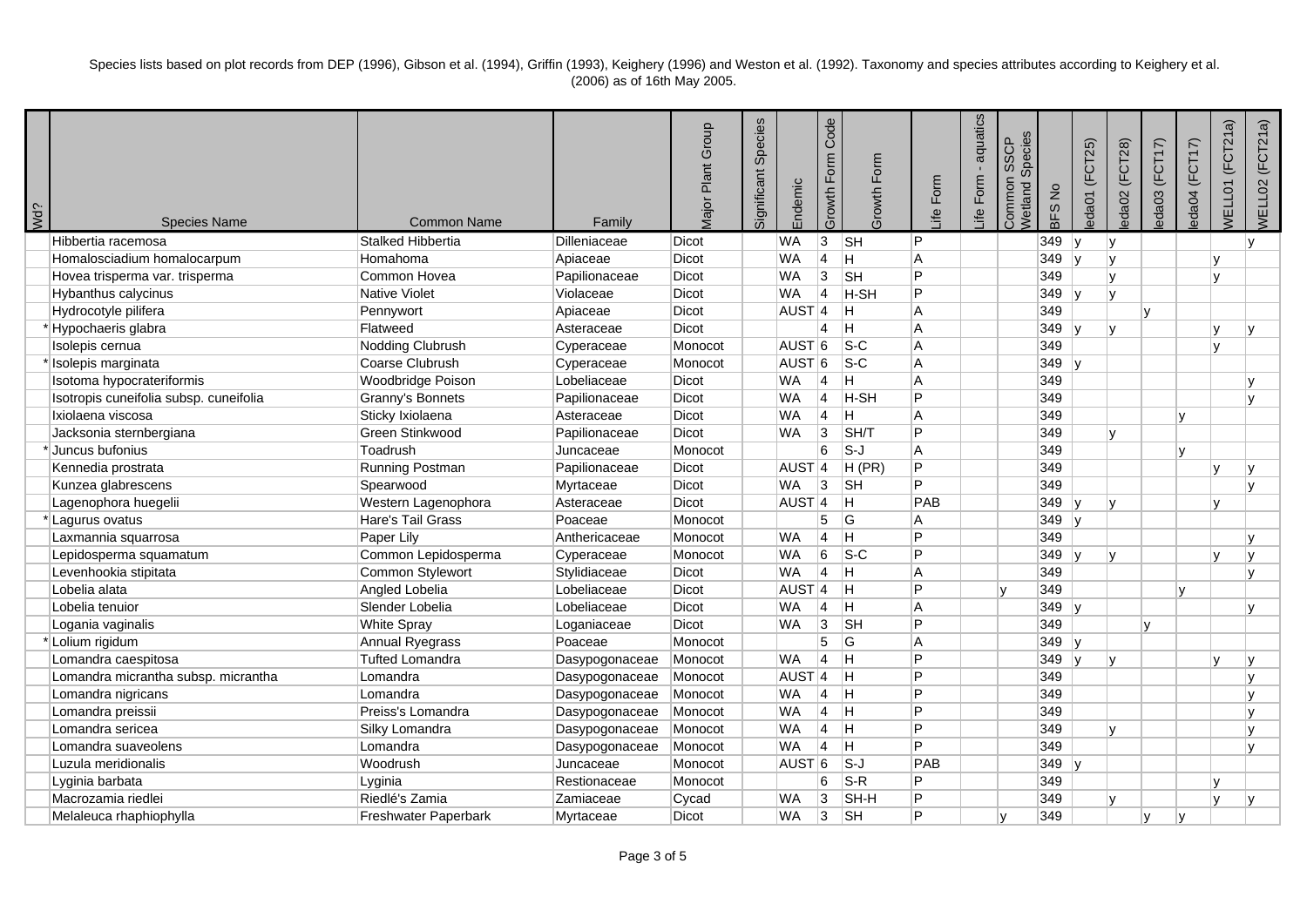Species lists based on plot records from DEP (1996), Gibson et al. (1994), Griffin (1993), Keighery (1996) and Weston et al. (1992). Taxonomy and species attributes according to Keighery et al. (2006) as of 16th May 2005.

| Wd? | Species Name | Common Name | Family | Major Plant Group | Significant Species | Endemic | Growth Form Code | Growth Form | Life Form | Life Form - aquatics | Common SSCP Wetland Species | BFS No | leda01 (FCT25) | leda02 (FCT28) | leda03 (FCT17) | leda04 (FCT17) | WELL01 (FCT21a) | WELL02 (FCT21a) |
|---|---|---|---|---|---|---|---|---|---|---|---|---|---|---|---|---|---|---|
| | Hibbertia racemosa | Stalked Hibbertia | Dilleniaceae | Dicot | | WA | 3 | SH | P | | | 349 | y | y | | | | y |
| | Homalosciadium homalocarpum | Homahoma | Apiaceae | Dicot | | WA | 4 | H | A | | | 349 | y | y | | | y | |
| | Hovea trisperma var. trisperma | Common Hovea | Papilionaceae | Dicot | | WA | 3 | SH | P | | | 349 | | y | | | y | |
| | Hybanthus calycinus | Native Violet | Violaceae | Dicot | | WA | 4 | H-SH | P | | | 349 | y | y | | | | |
| | Hydrocotyle pilifera | Pennywort | Apiaceae | Dicot | | AUST | 4 | H | A | | | 349 | | | y | | | |
| * | Hypochaeris glabra | Flatweed | Asteraceae | Dicot | | | 4 | H | A | | | 349 | y | y | | | y | y |
| | Isolepis cernua | Nodding Clubrush | Cyperaceae | Monocot | | AUST | 6 | S-C | A | | | 349 | | | | | y | |
| * | Isolepis marginata | Coarse Clubrush | Cyperaceae | Monocot | | AUST | 6 | S-C | A | | | 349 | y | | | | | |
| | Isotoma hypocrateriformis | Woodbridge Poison | Lobeliaceae | Dicot | | WA | 4 | H | A | | | 349 | | | | | | y |
| | Isotropis cuneifolia subsp. cuneifolia | Granny's Bonnets | Papilionaceae | Dicot | | WA | 4 | H-SH | P | | | 349 | | | | | | y |
| | Ixiolaena viscosa | Sticky Ixiolaena | Asteraceae | Dicot | | WA | 4 | H | A | | | 349 | | | | y | | |
| | Jacksonia sternbergiana | Green Stinkwood | Papilionaceae | Dicot | | WA | 3 | SH/T | P | | | 349 | | y | | | | |
| * | Juncus bufonius | Toadrush | Juncaceae | Monocot | | | 6 | S-J | A | | | 349 | | | | y | | |
| | Kennedia prostrata | Running Postman | Papilionaceae | Dicot | | AUST | 4 | H (PR) | P | | | 349 | | | | | y | y |
| | Kunzea glabrescens | Spearwood | Myrtaceae | Dicot | | WA | 3 | SH | P | | | 349 | | | | | | y |
| | Lagenophora huegelii | Western Lagenophora | Asteraceae | Dicot | | AUST | 4 | H | PAB | | | 349 | y | y | | | y | |
| * | Lagurus ovatus | Hare's Tail Grass | Poaceae | Monocot | | | 5 | G | A | | | 349 | y | | | | | |
| | Laxmannia squarrosa | Paper Lily | Anthericaceae | Monocot | | WA | 4 | H | P | | | 349 | | | | | | y |
| | Lepidosperma squamatum | Common Lepidosperma | Cyperaceae | Monocot | | WA | 6 | S-C | P | | | 349 | y | y | | | y | y |
| | Levenhookia stipitata | Common Stylewort | Stylidiaceae | Dicot | | WA | 4 | H | A | | | 349 | | | | | | y |
| | Lobelia alata | Angled Lobelia | Lobeliaceae | Dicot | | AUST | 4 | H | P | | y | 349 | | | | y | | |
| | Lobelia tenuior | Slender Lobelia | Lobeliaceae | Dicot | | WA | 4 | H | A | | | 349 | y | | | | | y |
| | Logania vaginalis | White Spray | Loganiaceae | Dicot | | WA | 3 | SH | P | | | 349 | | | y | | | |
| * | Lolium rigidum | Annual Ryegrass | Poaceae | Monocot | | | 5 | G | A | | | 349 | y | | | | | |
| | Lomandra caespitosa | Tufted Lomandra | Dasypogonaceae | Monocot | | WA | 4 | H | P | | | 349 | y | y | | | y | y |
| | Lomandra micrantha subsp. micrantha | Lomandra | Dasypogonaceae | Monocot | | AUST | 4 | H | P | | | 349 | | | | | | y |
| | Lomandra nigricans | Lomandra | Dasypogonaceae | Monocot | | WA | 4 | H | P | | | 349 | | | | | | y |
| | Lomandra preissii | Preiss's Lomandra | Dasypogonaceae | Monocot | | WA | 4 | H | P | | | 349 | | | | | | y |
| | Lomandra sericea | Silky Lomandra | Dasypogonaceae | Monocot | | WA | 4 | H | P | | | 349 | | y | | | | y |
| | Lomandra suaveolens | Lomandra | Dasypogonaceae | Monocot | | WA | 4 | H | P | | | 349 | | | | | | y |
| | Luzula meridionalis | Woodrush | Juncaceae | Monocot | | AUST | 6 | S-J | PAB | | | 349 | y | | | | | |
| | Lyginia barbata | Lyginia | Restionaceae | Monocot | | | 6 | S-R | P | | | 349 | | | | | y | |
| | Macrozamia riedlei | Riedlé's Zamia | Zamiaceae | Cycad | | WA | 3 | SH-H | P | | | 349 | | y | | | y | y |
| | Melaleuca rhaphiophylla | Freshwater Paperbark | Myrtaceae | Dicot | | WA | 3 | SH | P | | y | 349 | | | y | y | | |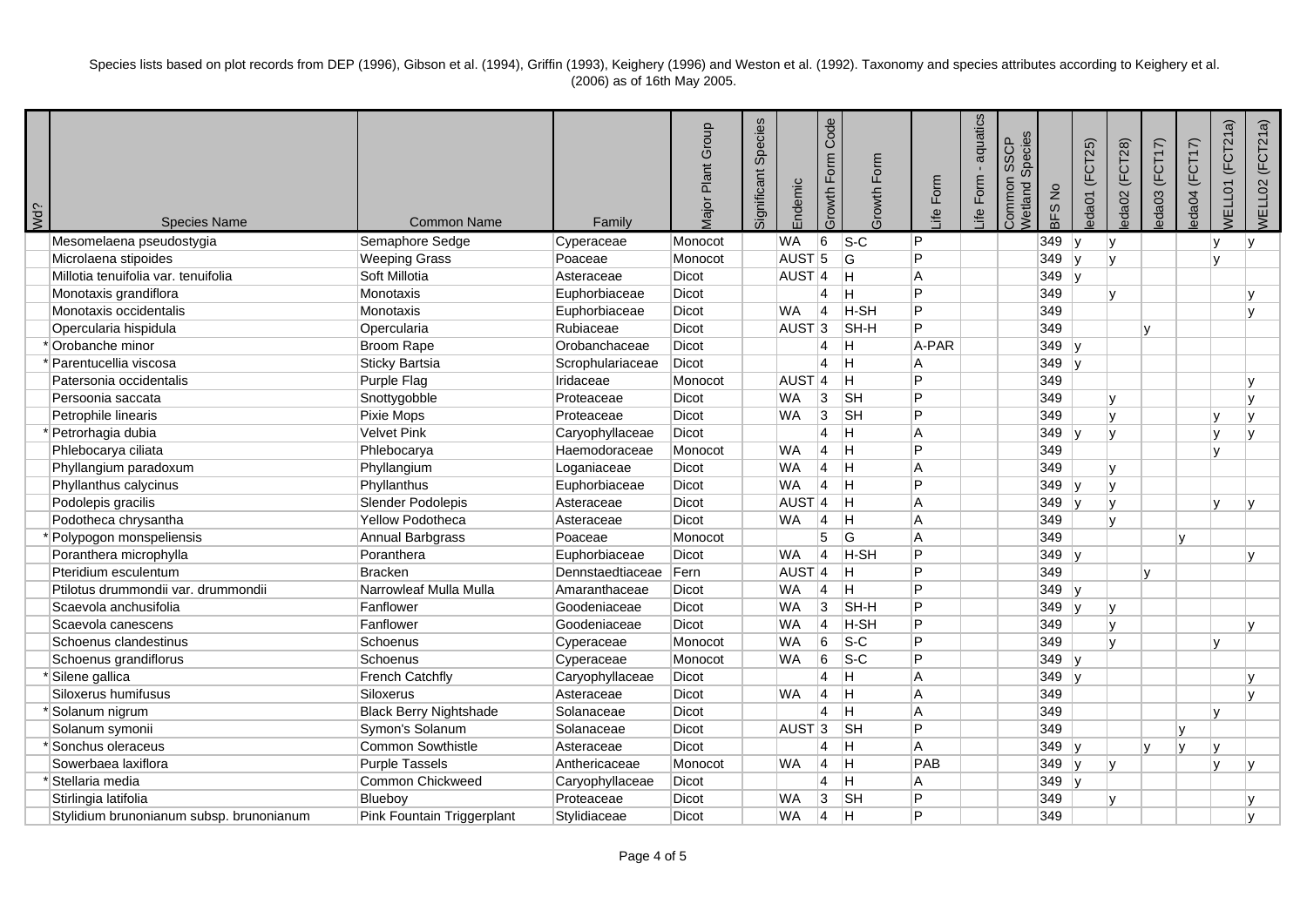Species lists based on plot records from DEP (1996), Gibson et al. (1994), Griffin (1993), Keighery (1996) and Weston et al. (1992). Taxonomy and species attributes according to Keighery et al. (2006) as of 16th May 2005.

| Wd? | Species Name | Common Name | Family | Major Plant Group | Significant Species | Endemic | Growth Form Code | Growth Form | Life Form | Life Form - aquatics | Common SSCP Wetland Species | BFS No | leda01 (FCT25) | leda02 (FCT28) | leda03 (FCT17) | leda04 (FCT17) | WELL01 (FCT21a) | WELL02 (FCT21a) |
|---|---|---|---|---|---|---|---|---|---|---|---|---|---|---|---|---|---|---|
| | Mesomelaena pseudostygia | Semaphore Sedge | Cyperaceae | Monocot | | WA | 6 | S-C | P | | | 349 | y | y | | | y | y |
| | Microlaena stipoides | Weeping Grass | Poaceae | Monocot | | AUST | 5 | G | P | | | 349 | y | y | | | y | |
| | Millotia tenuifolia var. tenuifolia | Soft Millotia | Asteraceae | Dicot | | AUST | 4 | H | A | | | 349 | y | | | | | |
| | Monotaxis grandiflora | Monotaxis | Euphorbiaceae | Dicot | | | 4 | H | P | | | 349 | | y | | | | y |
| | Monotaxis occidentalis | Monotaxis | Euphorbiaceae | Dicot | | WA | 4 | H-SH | P | | | 349 | | | | | | y |
| | Opercularia hispidula | Opercularia | Rubiaceae | Dicot | | AUST | 3 | SH-H | P | | | 349 | | | y | | | |
| * | Orobanche minor | Broom Rape | Orobanchaceae | Dicot | | | 4 | H | A-PAR | | | 349 | y | | | | | |
| * | Parentucellia viscosa | Sticky Bartsia | Scrophulariaceae | Dicot | | | 4 | H | A | | | 349 | y | | | | | |
| | Patersonia occidentalis | Purple Flag | Iridaceae | Monocot | | AUST | 4 | H | P | | | 349 | | | | | | y |
| | Persoonia saccata | Snottygobble | Proteaceae | Dicot | | WA | 3 | SH | P | | | 349 | | y | | | | y |
| | Petrophile linearis | Pixie Mops | Proteaceae | Dicot | | WA | 3 | SH | P | | | 349 | | y | | | y | y |
| * | Petrorhagia dubia | Velvet Pink | Caryophyllaceae | Dicot | | | 4 | H | A | | | 349 | y | y | | | y | y |
| | Phlebocarya ciliata | Phlebocarya | Haemodoraceae | Monocot | | WA | 4 | H | P | | | 349 | | | | | y | |
| | Phyllangium paradoxum | Phyllangium | Loganiaceae | Dicot | | WA | 4 | H | A | | | 349 | | y | | | | |
| | Phyllanthus calycinus | Phyllanthus | Euphorbiaceae | Dicot | | WA | 4 | H | P | | | 349 | y | y | | | | |
| | Podolepis gracilis | Slender Podolepis | Asteraceae | Dicot | | AUST | 4 | H | A | | | 349 | y | y | | | y | y |
| | Podotheca chrysantha | Yellow Podotheca | Asteraceae | Dicot | | WA | 4 | H | A | | | 349 | | y | | | | |
| * | Polypogon monspeliensis | Annual Barbgrass | Poaceae | Monocot | | | 5 | G | A | | | 349 | | | | y | | |
| | Poranthera microphylla | Poranthera | Euphorbiaceae | Dicot | | WA | 4 | H-SH | P | | | 349 | y | | | | | y |
| | Pteridium esculentum | Bracken | Dennstaedtiaceae | Fern | | AUST | 4 | H | P | | | 349 | | | y | | | |
| | Ptilotus drummondii var. drummondii | Narrowleaf Mulla Mulla | Amaranthaceae | Dicot | | WA | 4 | H | P | | | 349 | y | | | | | |
| | Scaevola anchusifolia | Fanflower | Goodeniaceae | Dicot | | WA | 3 | SH-H | P | | | 349 | y | y | | | | |
| | Scaevola canescens | Fanflower | Goodeniaceae | Dicot | | WA | 4 | H-SH | P | | | 349 | | y | | | | y |
| | Schoenus clandestinus | Schoenus | Cyperaceae | Monocot | | WA | 6 | S-C | P | | | 349 | | y | | | y | |
| | Schoenus grandiflorus | Schoenus | Cyperaceae | Monocot | | WA | 6 | S-C | P | | | 349 | y | | | | | |
| * | Silene gallica | French Catchfly | Caryophyllaceae | Dicot | | | 4 | H | A | | | 349 | y | | | | | y |
| | Siloxerus humifusus | Siloxerus | Asteraceae | Dicot | | WA | 4 | H | A | | | 349 | | | | | | y |
| * | Solanum nigrum | Black Berry Nightshade | Solanaceae | Dicot | | | 4 | H | A | | | 349 | | | | | y | |
| | Solanum symonii | Symon's Solanum | Solanaceae | Dicot | | AUST | 3 | SH | P | | | 349 | | | | y | | |
| * | Sonchus oleraceus | Common Sowthistle | Asteraceae | Dicot | | | 4 | H | A | | | 349 | y | | y | y | y | |
| | Sowerbaea laxiflora | Purple Tassels | Anthericaceae | Monocot | | WA | 4 | H | PAB | | | 349 | y | y | | | y | y |
| * | Stellaria media | Common Chickweed | Caryophyllaceae | Dicot | | | 4 | H | A | | | 349 | y | | | | | |
| | Stirlingia latifolia | Blueboy | Proteaceae | Dicot | | WA | 3 | SH | P | | | 349 | | y | | | | y |
| | Stylidium brunonianum subsp. brunonianum | Pink Fountain Triggerplant | Stylidiaceae | Dicot | | WA | 4 | H | P | | | 349 | | | | | | y |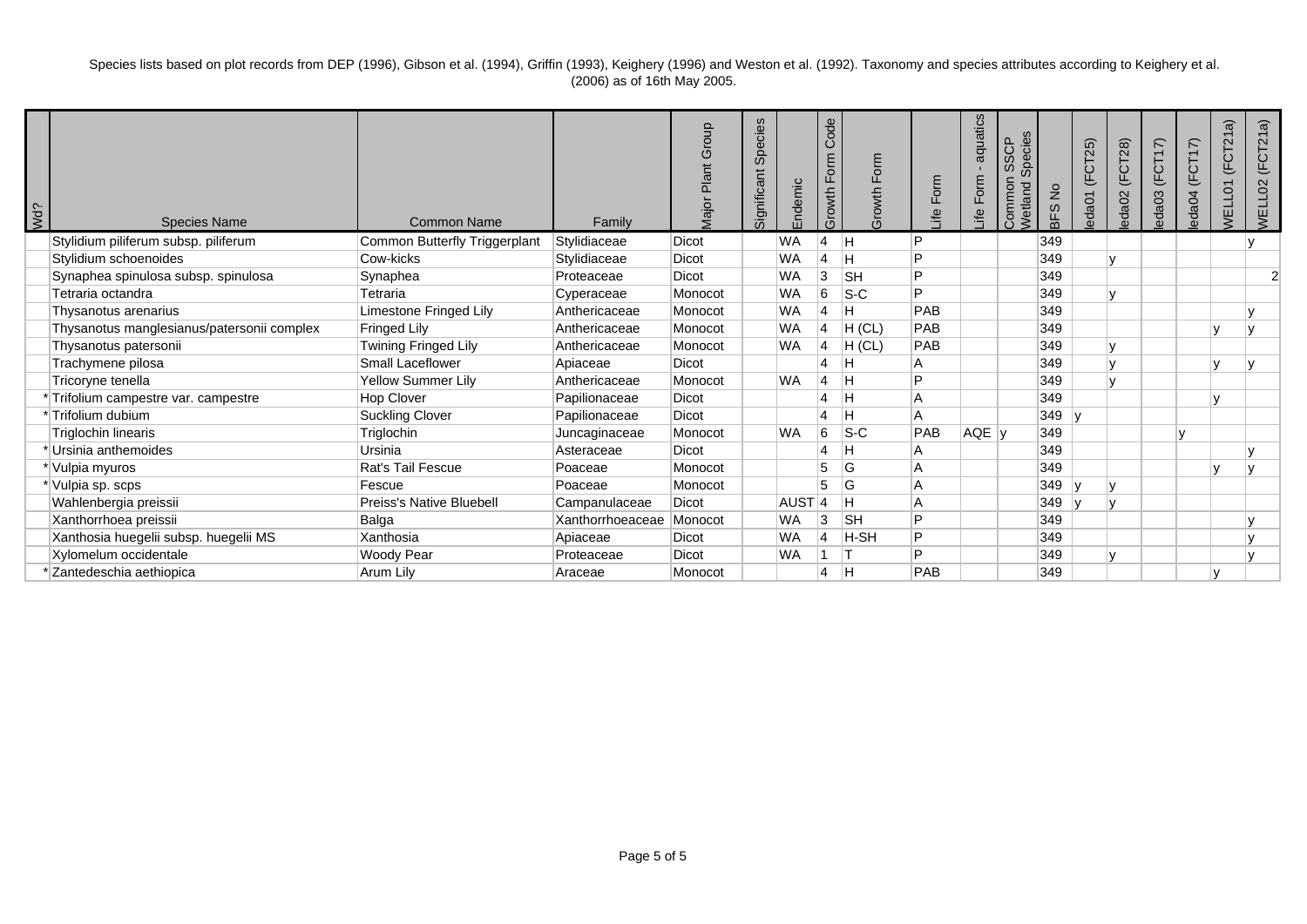Species lists based on plot records from DEP (1996), Gibson et al. (1994), Griffin (1993), Keighery (1996) and Weston et al. (1992). Taxonomy and species attributes according to Keighery et al. (2006) as of 16th May 2005.

| Wd? | Species Name | Common Name | Family | Major Plant Group | Significant Species | Endemic | Growth Form Code | Growth Form | Life Form | Life Form - aquatics | Common SSCP Wetland Species | BFS No | leda01 (FCT25) | leda02 (FCT28) | leda03 (FCT17) | leda04 (FCT17) | WELL01 (FCT21a) | WELL02 (FCT21a) |
|---|---|---|---|---|---|---|---|---|---|---|---|---|---|---|---|---|---|---|
| | Stylidium piliferum subsp. piliferum | Common Butterfly Triggerplant | Stylidiaceae | Dicot | | WA | 4 | H | P | | | 349 | | | | | | y |
| | Stylidium schoenoides | Cow-kicks | Stylidiaceae | Dicot | | WA | 4 | H | P | | | 349 | | y | | | | |
| | Synaphea spinulosa subsp. spinulosa | Synaphea | Proteaceae | Dicot | | WA | 3 | SH | P | | | 349 | | | | | | 2 |
| | Tetraria octandra | Tetraria | Cyperaceae | Monocot | | WA | 6 | S-C | P | | | 349 | | y | | | | |
| | Thysanotus arenarius | Limestone Fringed Lily | Anthericaceae | Monocot | | WA | 4 | H | PAB | | | 349 | | | | | | y |
| | Thysanotus manglesianus/patersonii complex | Fringed Lily | Anthericaceae | Monocot | | WA | 4 | H (CL) | PAB | | | 349 | | | | | y | y |
| | Thysanotus patersonii | Twining Fringed Lily | Anthericaceae | Monocot | | WA | 4 | H (CL) | PAB | | | 349 | | y | | | | |
| | Trachymene pilosa | Small Laceflower | Apiaceae | Dicot | | | 4 | H | A | | | 349 | | y | | | y | y |
| | Tricoryne tenella | Yellow Summer Lily | Anthericaceae | Monocot | | WA | 4 | H | P | | | 349 | | y | | | | |
| * | Trifolium campestre var. campestre | Hop Clover | Papilionaceae | Dicot | | | 4 | H | A | | | 349 | | | | | y | |
| * | Trifolium dubium | Suckling Clover | Papilionaceae | Dicot | | | 4 | H | A | | | 349 | y | | | | | |
| | Triglochin linearis | Triglochin | Juncaginaceae | Monocot | | WA | 6 | S-C | PAB | AQE | y | 349 | | | | y | | |
| * | Ursinia anthemoides | Ursinia | Asteraceae | Dicot | | | 4 | H | A | | | 349 | | | | | | y |
| * | Vulpia myuros | Rat's Tail Fescue | Poaceae | Monocot | | | 5 | G | A | | | 349 | | | | | y | y |
| * | Vulpia sp. scps | Fescue | Poaceae | Monocot | | | 5 | G | A | | | 349 | y | y | | | | |
| | Wahlenbergia preissii | Preiss's Native Bluebell | Campanulaceae | Dicot | | AUST | 4 | H | A | | | 349 | y | y | | | | |
| | Xanthorrhoea preissii | Balga | Xanthorrhoeaceae | Monocot | | WA | 3 | SH | P | | | 349 | | | | | | y |
| | Xanthosia huegelii subsp. huegelii MS | Xanthosia | Apiaceae | Dicot | | WA | 4 | H-SH | P | | | 349 | | | | | | y |
| | Xylomelum occidentale | Woody Pear | Proteaceae | Dicot | | WA | 1 | T | P | | | 349 | | y | | | | y |
| * | Zantedeschia aethiopica | Arum Lily | Araceae | Monocot | | | 4 | H | PAB | | | 349 | | | | | y | |